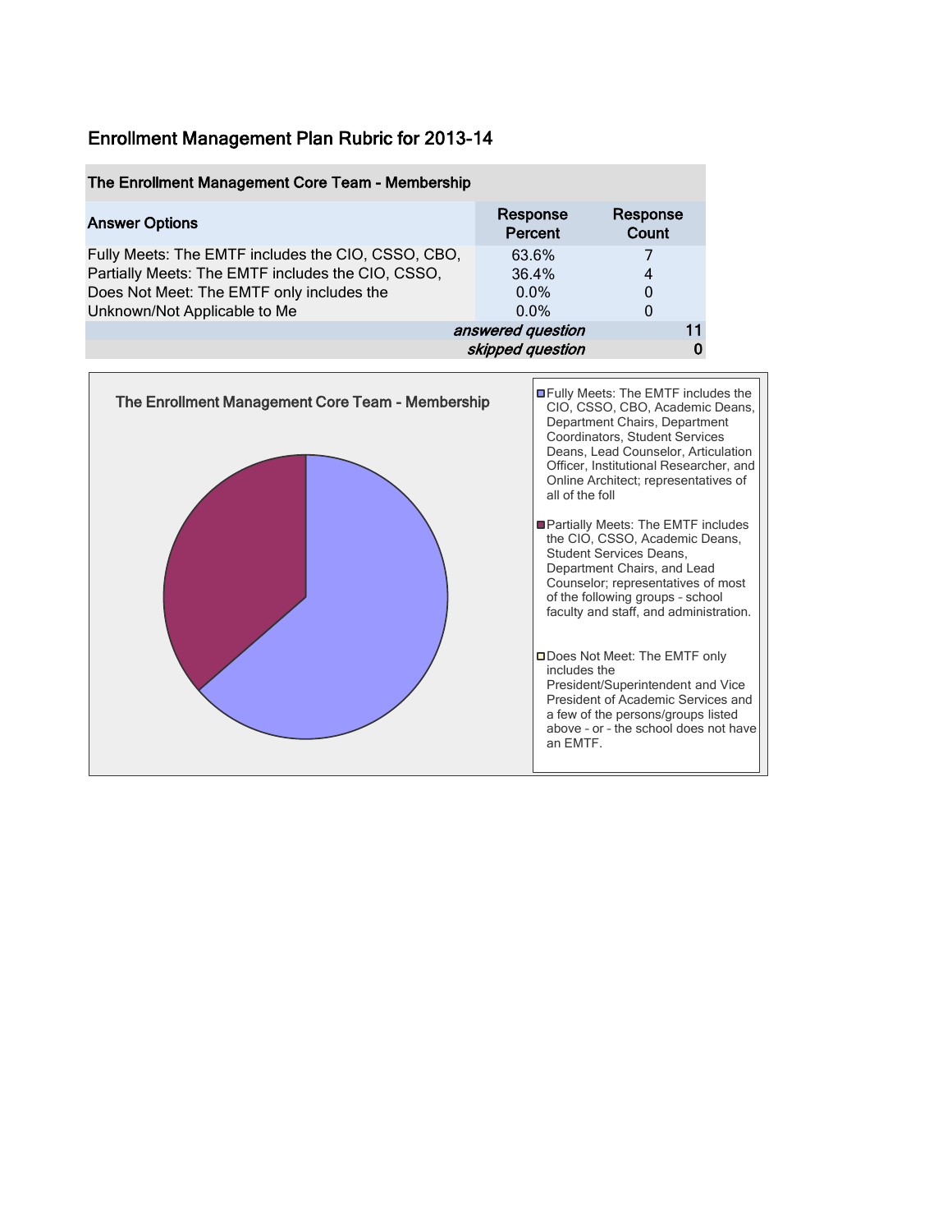# Enrollment Management Plan Rubric for 2013-14

| The Enrollment Management Core Team - Membership | | |
|---|---|---|
| **Answer Options** | **Response Percent** | **Response Count** |
| Fully Meets: The EMTF includes the CIO, CSSO, CBO, | 63.6% | 7 |
| Partially Meets: The EMTF includes the CIO, CSSO, | 36.4% | 4 |
| Does Not Meet: The EMTF only includes the | 0.0% | 0 |
| Unknown/Not Applicable to Me | 0.0% | 0 |
| | *answered question* | 11 |
| | *skipped question* | 0 |

**The Enrollment Management Core Team - Membership**

- Fully Meets: The EMTF includes the CIO, CSSO, CBO, Academic Deans, Department Chairs, Department Coordinators, Student Services Deans, Lead Counselor, Articulation Officer, Institutional Researcher, and Online Architect; representatives of all of the foll
- Partially Meets: The EMTF includes the CIO, CSSO, Academic Deans, Student Services Deans, Department Chairs, and Lead Counselor; representatives of most of the following groups - school faculty and staff, and administration.
- Does Not Meet: The EMTF only includes the President/Superintendent and Vice President of Academic Services and a few of the persons/groups listed above - or - the school does not have an EMTF.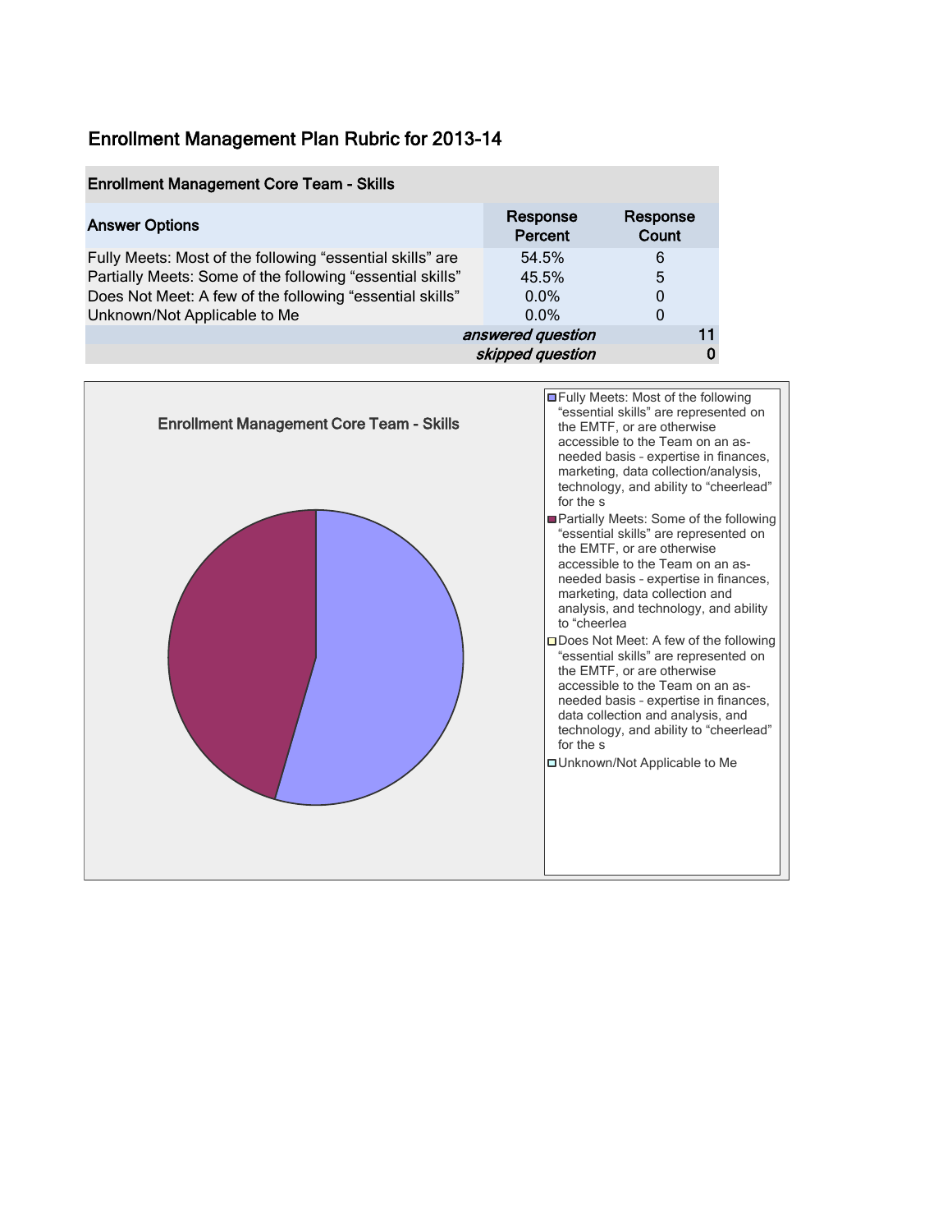# Enrollment Management Plan Rubric for 2013-14

| Enrollment Management Core Team - Skills | | |
|---|---|---|
| **Answer Options** | **Response Percent** | **Response Count** |
| Fully Meets: Most of the following “essential skills” are | 54.5% | 6 |
| Partially Meets: Some of the following “essential skills” | 45.5% | 5 |
| Does Not Meet: A few of the following “essential skills” | 0.0% | 0 |
| Unknown/Not Applicable to Me | 0.0% | 0 |
| | *answered question* | 11 |
| | *skipped question* | 0 |

**Enrollment Management Core Team - Skills**

- Fully Meets: Most of the following “essential skills” are represented on the EMTF, or are otherwise accessible to the Team on an as-needed basis - expertise in finances, marketing, data collection/analysis, technology, and ability to “cheerlead” for the s
- Partially Meets: Some of the following “essential skills” are represented on the EMTF, or are otherwise accessible to the Team on an as-needed basis - expertise in finances, marketing, data collection and analysis, and technology, and ability to “cheerlea
- Does Not Meet: A few of the following “essential skills” are represented on the EMTF, or are otherwise accessible to the Team on an as-needed basis - expertise in finances, data collection and analysis, and technology, and ability to “cheerlead” for the s
- Unknown/Not Applicable to Me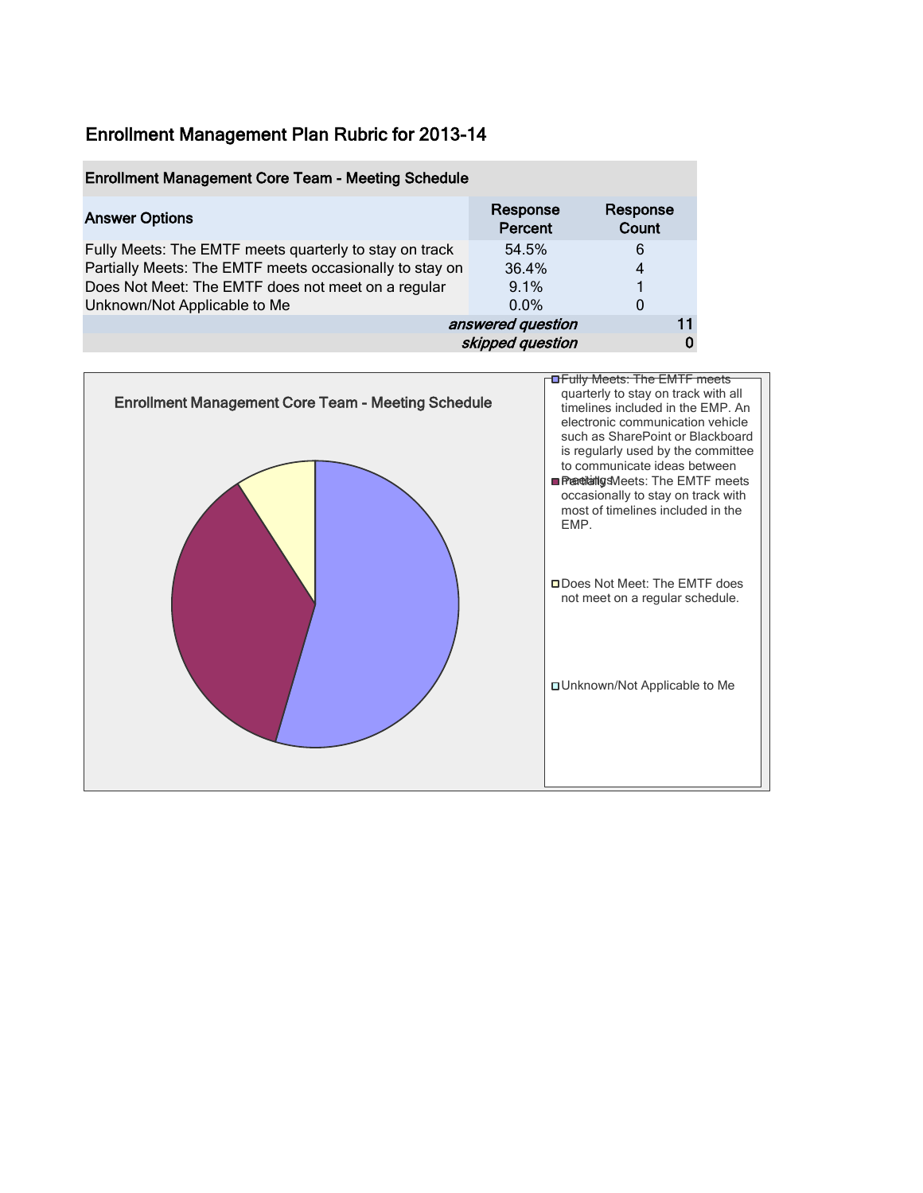# Enrollment Management Plan Rubric for 2013-14

| Enrollment Management Core Team - Meeting Schedule | | |
|---|---|---|
| **Answer Options** | **Response Percent** | **Response Count** |
| Fully Meets: The EMTF meets quarterly to stay on track | 54.5% | 6 |
| Partially Meets: The EMTF meets occasionally to stay on | 36.4% | 4 |
| Does Not Meet: The EMTF does not meet on a regular | 9.1% | 1 |
| Unknown/Not Applicable to Me | 0.0% | 0 |
| | *answered question* | 11 |
| | *skipped question* | 0 |

Enrollment Management Core Team - Meeting Schedule

- Fully Meets: The EMTF meets quarterly to stay on track with all timelines included in the EMP. An electronic communication vehicle such as SharePoint or Blackboard is regularly used by the committee to communicate ideas between meetings.
- Partially Meets: The EMTF meets occasionally to stay on track with most of timelines included in the EMP.
- Does Not Meet: The EMTF does not meet on a regular schedule.
- Unknown/Not Applicable to Me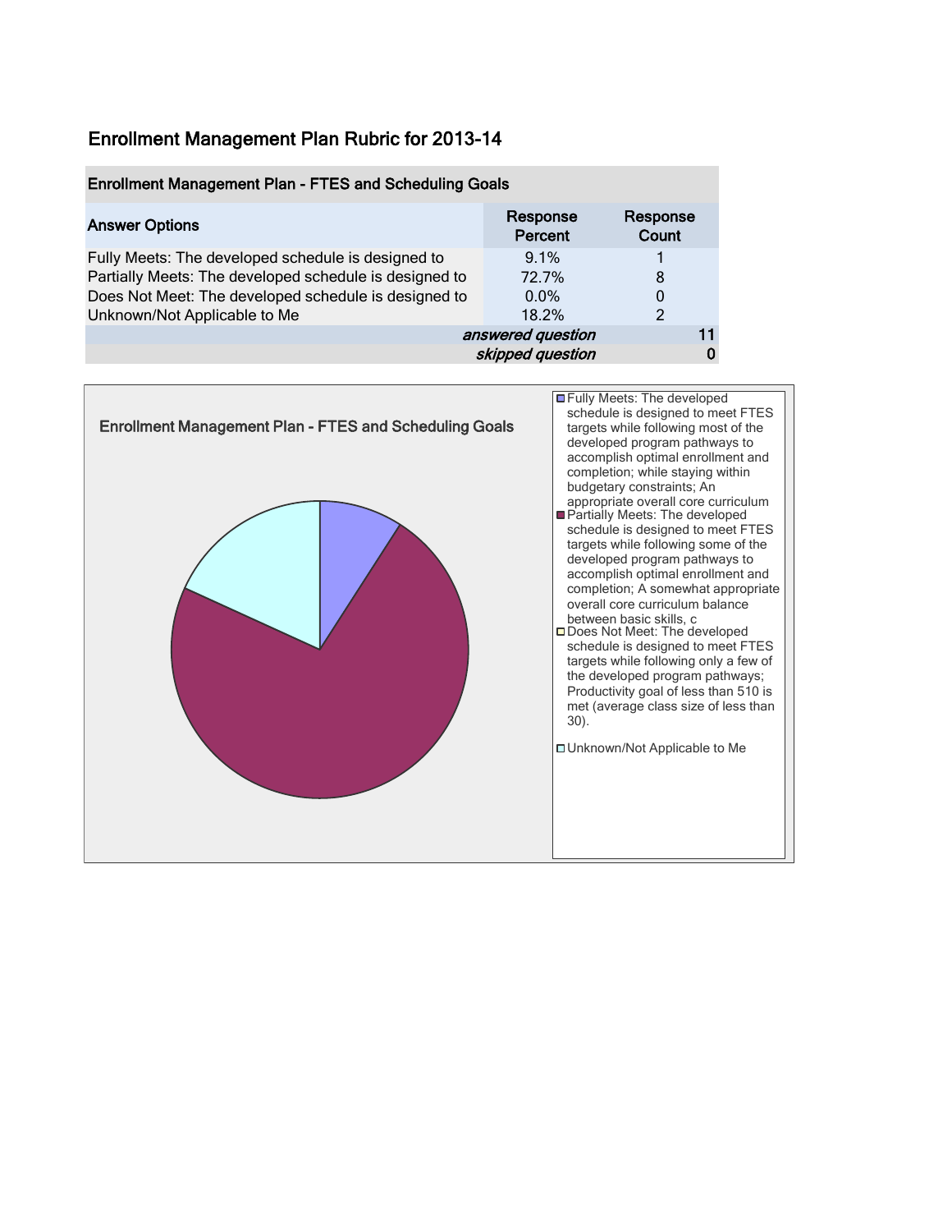# Enrollment Management Plan Rubric for 2013-14

| Enrollment Management Plan - FTES and Scheduling Goals | | |
|---|---|---|
| **Answer Options** | **Response Percent** | **Response Count** |
| Fully Meets: The developed schedule is designed to | 9.1% | 1 |
| Partially Meets: The developed schedule is designed to | 72.7% | 8 |
| Does Not Meet: The developed schedule is designed to | 0.0% | 0 |
| Unknown/Not Applicable to Me | 18.2% | 2 |
| | *answered question* | 11 |
| | *skipped question* | 0 |

**Enrollment Management Plan - FTES and Scheduling Goals**

- Fully Meets: The developed schedule is designed to meet FTES targets while following most of the developed program pathways to accomplish optimal enrollment and completion; while staying within budgetary constraints; An appropriate overall core curriculum
- Partially Meets: The developed schedule is designed to meet FTES targets while following some of the developed program pathways to accomplish optimal enrollment and completion; A somewhat appropriate overall core curriculum balance between basic skills, c
- Does Not Meet: The developed schedule is designed to meet FTES targets while following only a few of the developed program pathways; Productivity goal of less than 510 is met (average class size of less than 30).
- Unknown/Not Applicable to Me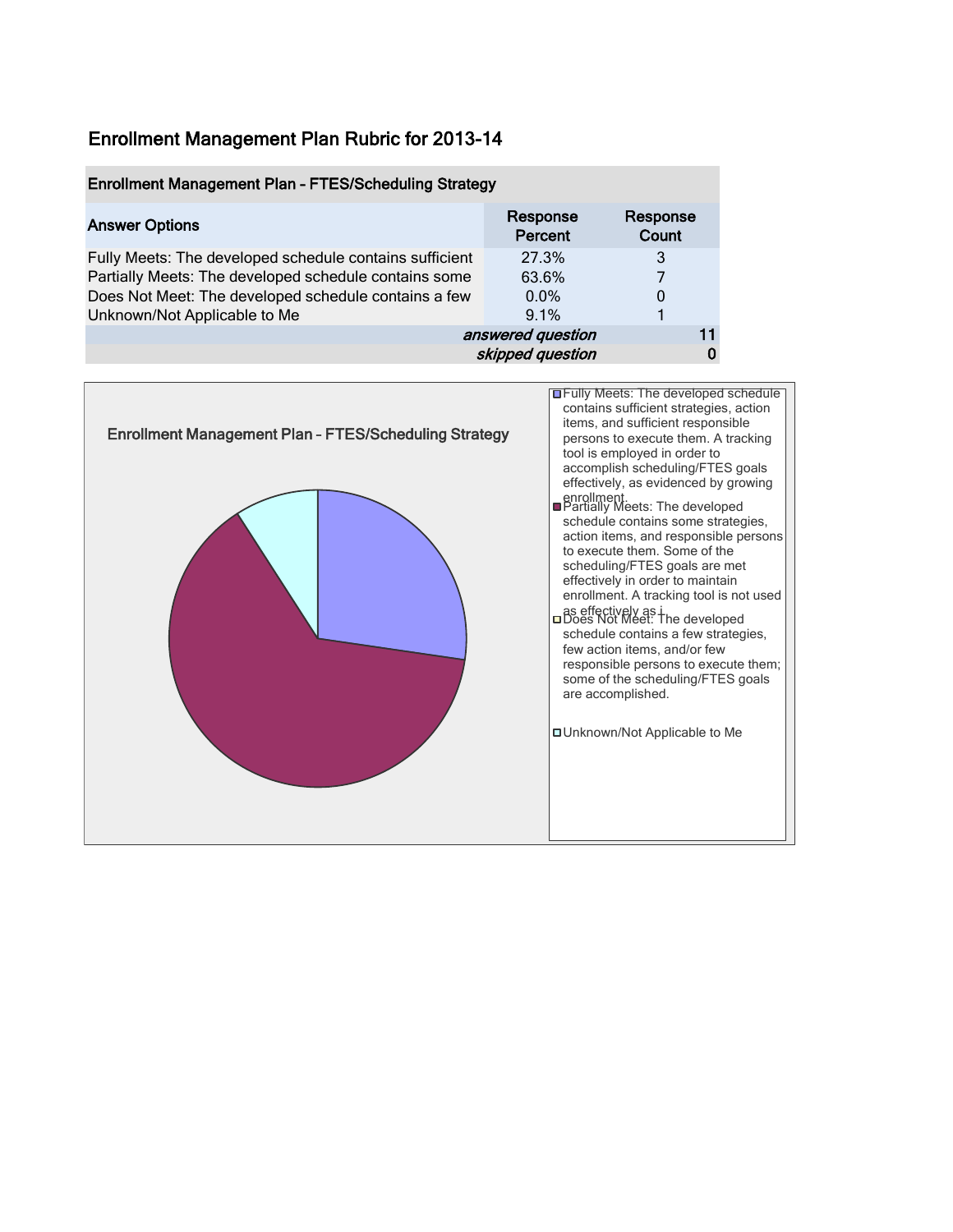# Enrollment Management Plan Rubric for 2013-14

| Enrollment Management Plan – FTES/Scheduling Strategy | | |
|---|---|---|
| **Answer Options** | **Response Percent** | **Response Count** |
| Fully Meets: The developed schedule contains sufficient | 27.3% | 3 |
| Partially Meets: The developed schedule contains some | 63.6% | 7 |
| Does Not Meet: The developed schedule contains a few | 0.0% | 0 |
| Unknown/Not Applicable to Me | 9.1% | 1 |
| | *answered question* | 11 |
| | *skipped question* | 0 |

**Enrollment Management Plan – FTES/Scheduling Strategy**

- Fully Meets: The developed schedule contains sufficient strategies, action items, and sufficient responsible persons to execute them. A tracking tool is employed in order to accomplish scheduling/FTES goals effectively, as evidenced by growing enrollment.
- Partially Meets: The developed schedule contains some strategies, action items, and responsible persons to execute them. Some of the scheduling/FTES goals are met effectively in order to maintain enrollment. A tracking tool is not used as effectively as i
- Does Not Meet: The developed schedule contains a few strategies, few action items, and/or few responsible persons to execute them; some of the scheduling/FTES goals are accomplished.
- Unknown/Not Applicable to Me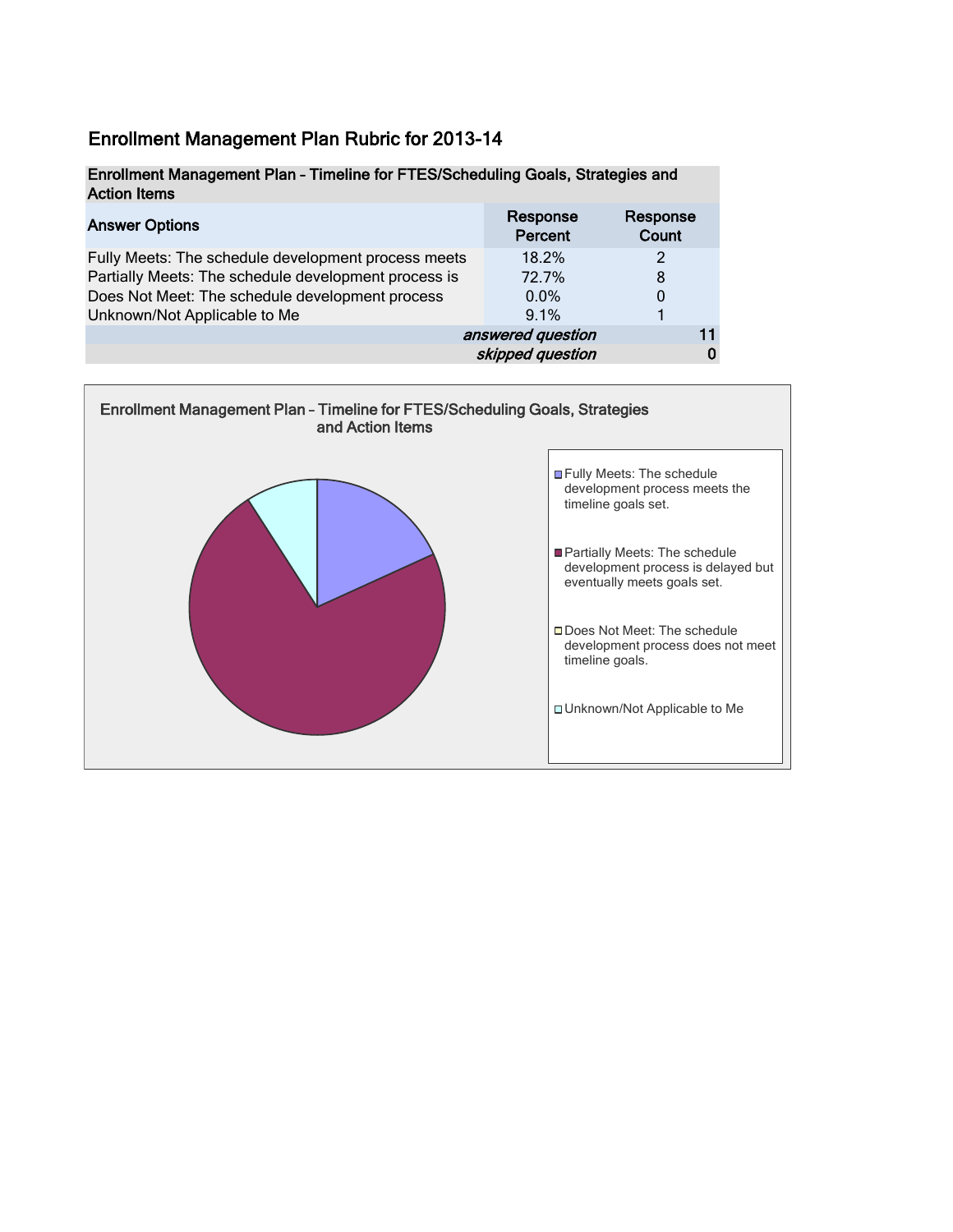# Enrollment Management Plan Rubric for 2013-14

| Enrollment Management Plan – Timeline for FTES/Scheduling Goals, Strategies and Action Items | | |
|---|---|---|
| **Answer Options** | **Response Percent** | **Response Count** |
| Fully Meets: The schedule development process meets | 18.2% | 2 |
| Partially Meets: The schedule development process is | 72.7% | 8 |
| Does Not Meet: The schedule development process | 0.0% | 0 |
| Unknown/Not Applicable to Me | 9.1% | 1 |
| | *answered question* | 11 |
| | *skipped question* | 0 |

**Enrollment Management Plan – Timeline for FTES/Scheduling Goals, Strategies and Action Items**

- Fully Meets: The schedule development process meets the timeline goals set.
- Partially Meets: The schedule development process is delayed but eventually meets goals set.
- Does Not Meet: The schedule development process does not meet timeline goals.
- Unknown/Not Applicable to Me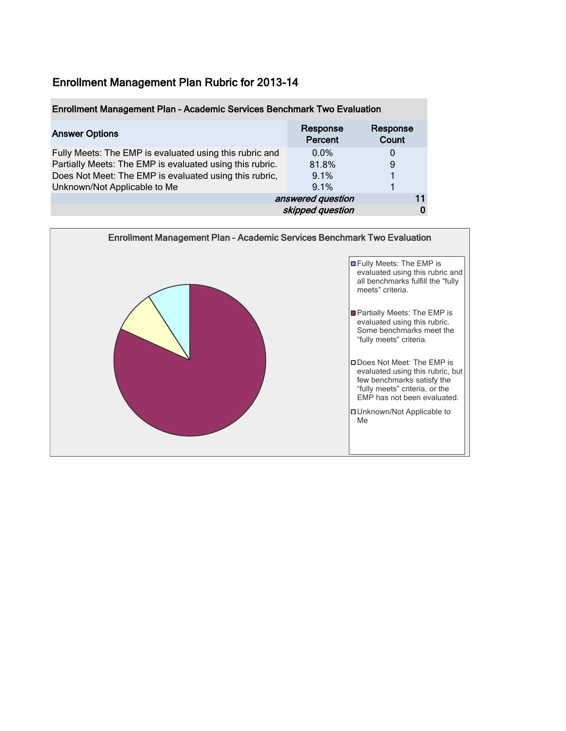## Enrollment Management Plan Rubric for 2013-14

| Enrollment Management Plan – Academic Services Benchmark Two Evaluation | | |
|---|---|---|
| **Answer Options** | **Response Percent** | **Response Count** |
| Fully Meets: The EMP is evaluated using this rubric and | 0.0% | 0 |
| Partially Meets: The EMP is evaluated using this rubric. | 81.8% | 9 |
| Does Not Meet: The EMP is evaluated using this rubric, | 9.1% | 1 |
| Unknown/Not Applicable to Me | 9.1% | 1 |
| | *answered question* | 11 |
| | *skipped question* | 0 |

**Enrollment Management Plan – Academic Services Benchmark Two Evaluation**

- Fully Meets: The EMP is evaluated using this rubric and all benchmarks fulfill the "fully meets" criteria.
- Partially Meets: The EMP is evaluated using this rubric. Some benchmarks meet the "fully meets" criteria.
- Does Not Meet: The EMP is evaluated using this rubric, but few benchmarks satisfy the "fully meets" criteria, or the EMP has not been evaluated.
- Unknown/Not Applicable to Me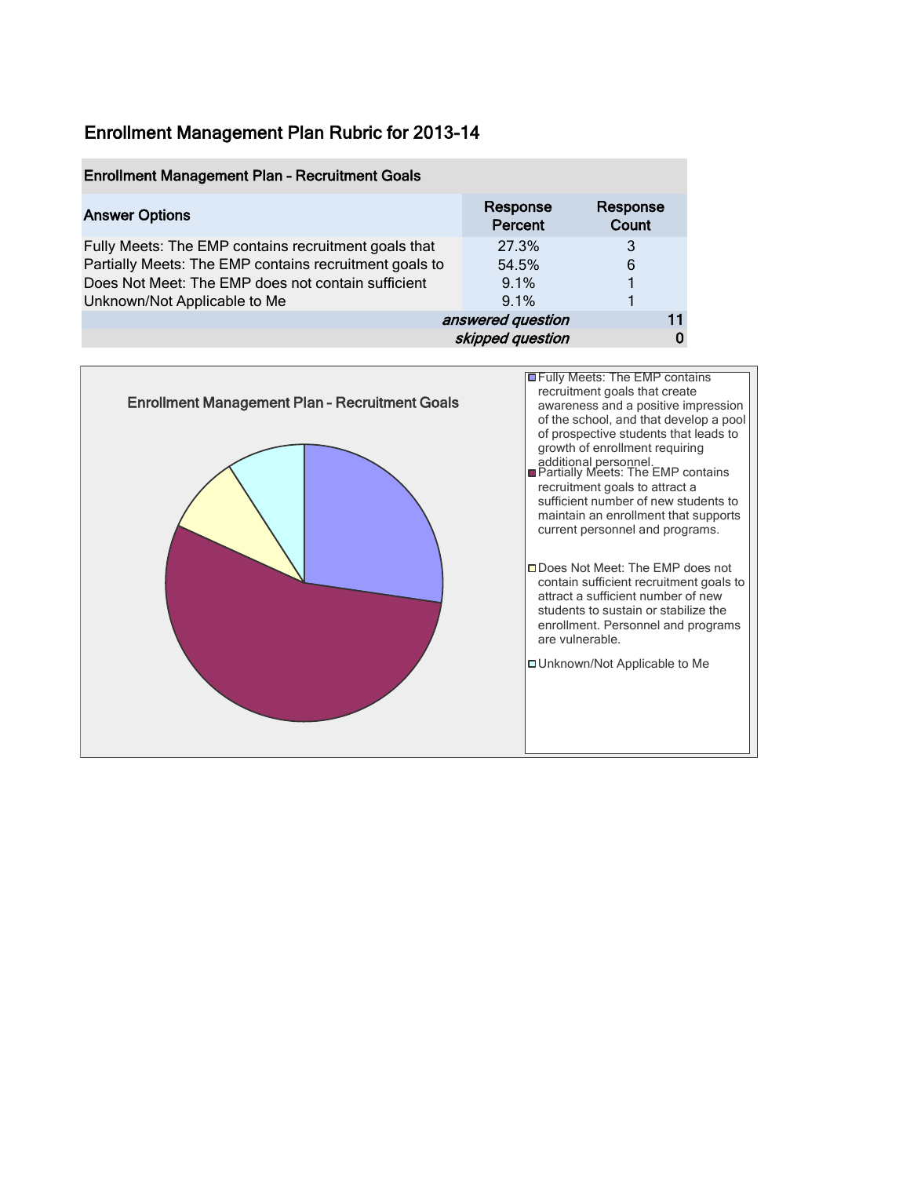# Enrollment Management Plan Rubric for 2013-14

| Enrollment Management Plan – Recruitment Goals | | |
|---|---|---|
| **Answer Options** | **Response Percent** | **Response Count** |
| Fully Meets: The EMP contains recruitment goals that | 27.3% | 3 |
| Partially Meets: The EMP contains recruitment goals to | 54.5% | 6 |
| Does Not Meet: The EMP does not contain sufficient | 9.1% | 1 |
| Unknown/Not Applicable to Me | 9.1% | 1 |
| *answered question* | | 11 |
| *skipped question* | | 0 |

**Enrollment Management Plan – Recruitment Goals**

- Fully Meets: The EMP contains recruitment goals that create awareness and a positive impression of the school, and that develop a pool of prospective students that leads to growth of enrollment requiring additional personnel.
- Partially Meets: The EMP contains recruitment goals to attract a sufficient number of new students to maintain an enrollment that supports current personnel and programs.
- Does Not Meet: The EMP does not contain sufficient recruitment goals to attract a sufficient number of new students to sustain or stabilize the enrollment. Personnel and programs are vulnerable.
- Unknown/Not Applicable to Me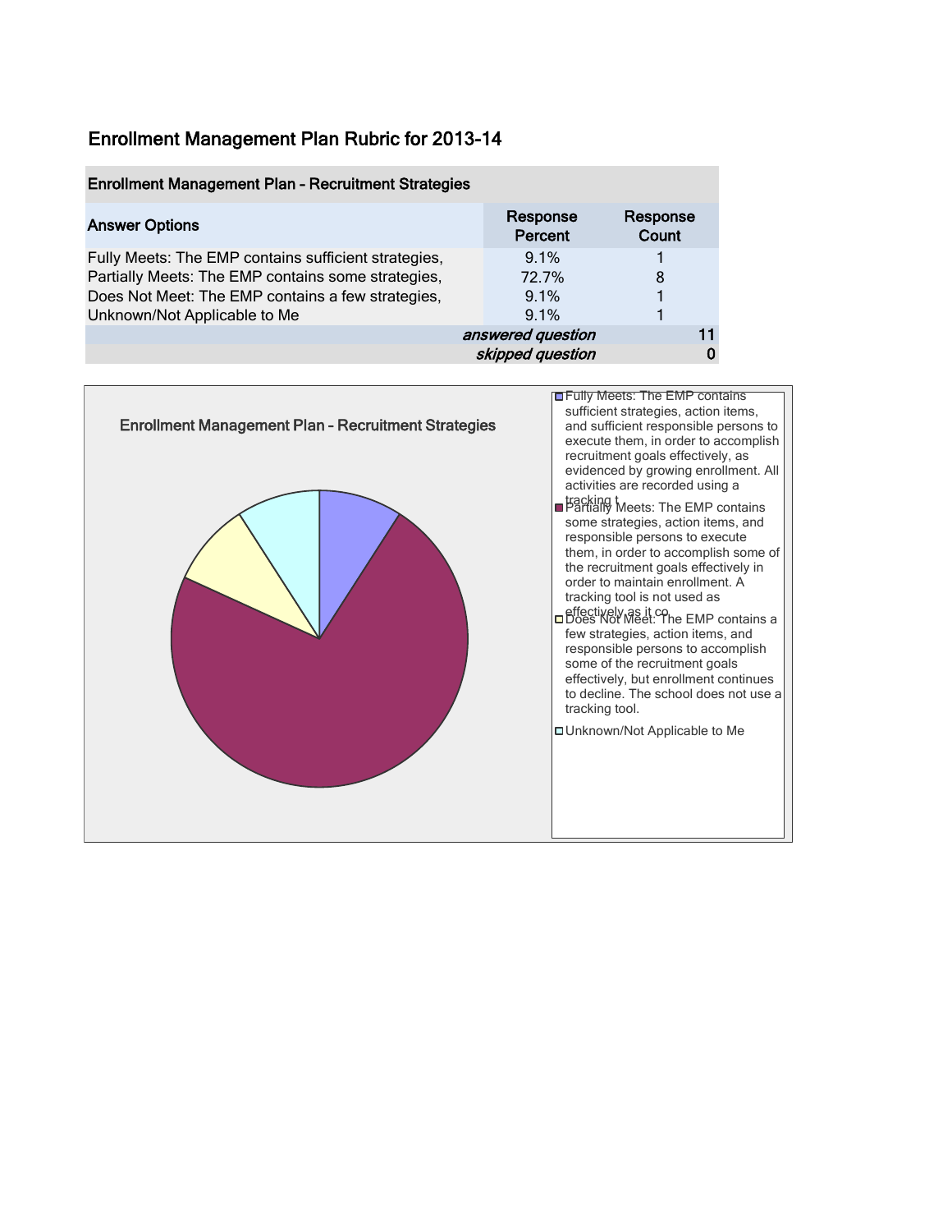# Enrollment Management Plan Rubric for 2013-14

| Enrollment Management Plan – Recruitment Strategies | | |
|---|---|---|
| **Answer Options** | **Response Percent** | **Response Count** |
| Fully Meets: The EMP contains sufficient strategies, | 9.1% | 1 |
| Partially Meets: The EMP contains some strategies, | 72.7% | 8 |
| Does Not Meet: The EMP contains a few strategies, | 9.1% | 1 |
| Unknown/Not Applicable to Me | 9.1% | 1 |
| | *answered question* | 11 |
| | *skipped question* | 0 |

**Enrollment Management Plan – Recruitment Strategies**

- Fully Meets: The EMP contains sufficient strategies, action items, and sufficient responsible persons to execute them, in order to accomplish recruitment goals effectively, as evidenced by growing enrollment. All activities are recorded using a tracking t
- Partially Meets: The EMP contains some strategies, action items, and responsible persons to execute them, in order to accomplish some of the recruitment goals effectively in order to maintain enrollment. A tracking tool is not used as effectively as it co
- Does Not Meet: The EMP contains a few strategies, action items, and responsible persons to accomplish some of the recruitment goals effectively, but enrollment continues to decline. The school does not use a tracking tool.
- Unknown/Not Applicable to Me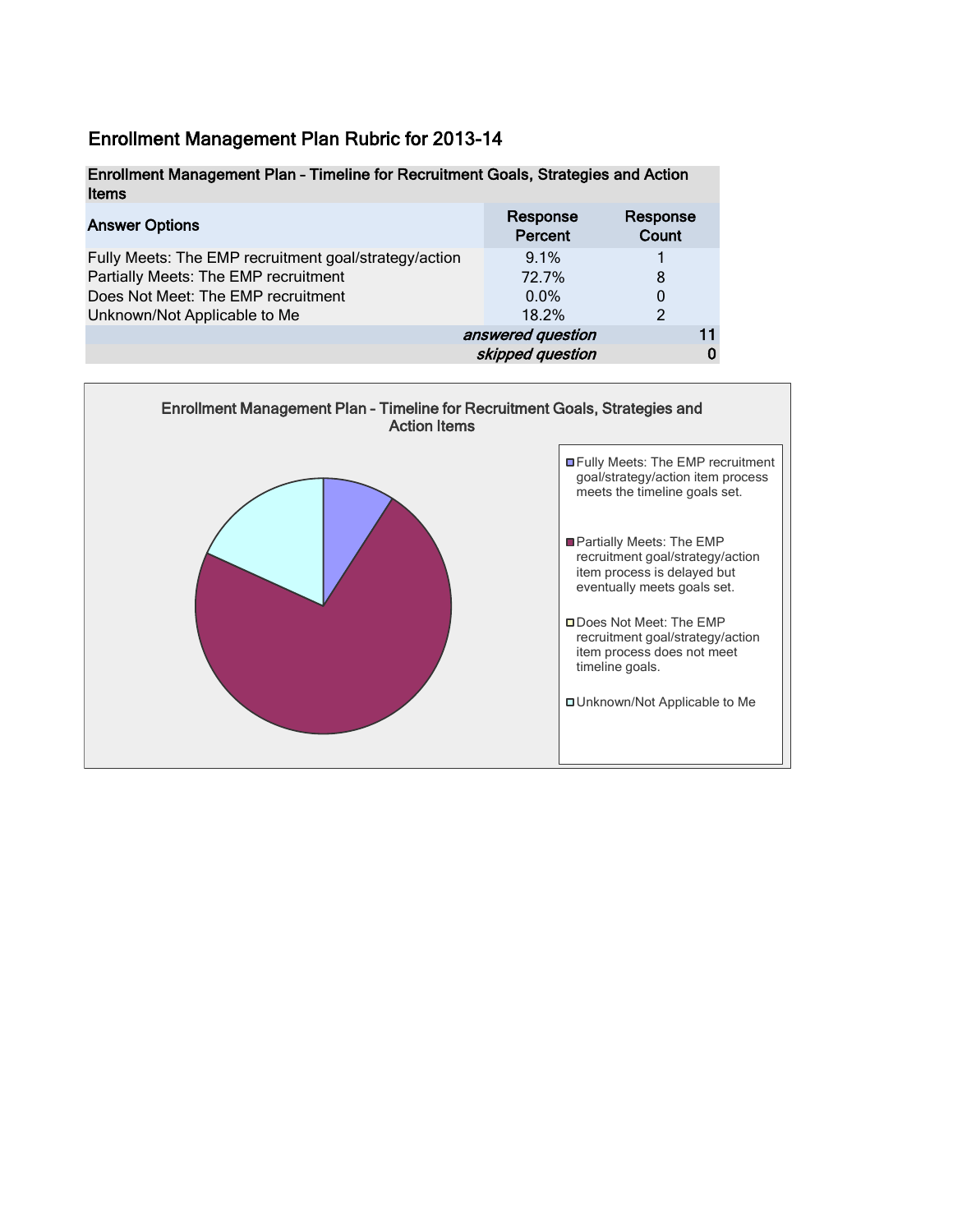## Enrollment Management Plan Rubric for 2013-14

| Enrollment Management Plan – Timeline for Recruitment Goals, Strategies and Action Items | | |
|---|---|---|
| **Answer Options** | **Response Percent** | **Response Count** |
| Fully Meets: The EMP recruitment goal/strategy/action | 9.1% | 1 |
| Partially Meets: The EMP recruitment | 72.7% | 8 |
| Does Not Meet: The EMP recruitment | 0.0% | 0 |
| Unknown/Not Applicable to Me | 18.2% | 2 |
| | *answered question* | 11 |
| | *skipped question* | 0 |

**Enrollment Management Plan – Timeline for Recruitment Goals, Strategies and Action Items**

- Fully Meets: The EMP recruitment goal/strategy/action item process meets the timeline goals set.
- Partially Meets: The EMP recruitment goal/strategy/action item process is delayed but eventually meets goals set.
- Does Not Meet: The EMP recruitment goal/strategy/action item process does not meet timeline goals.
- Unknown/Not Applicable to Me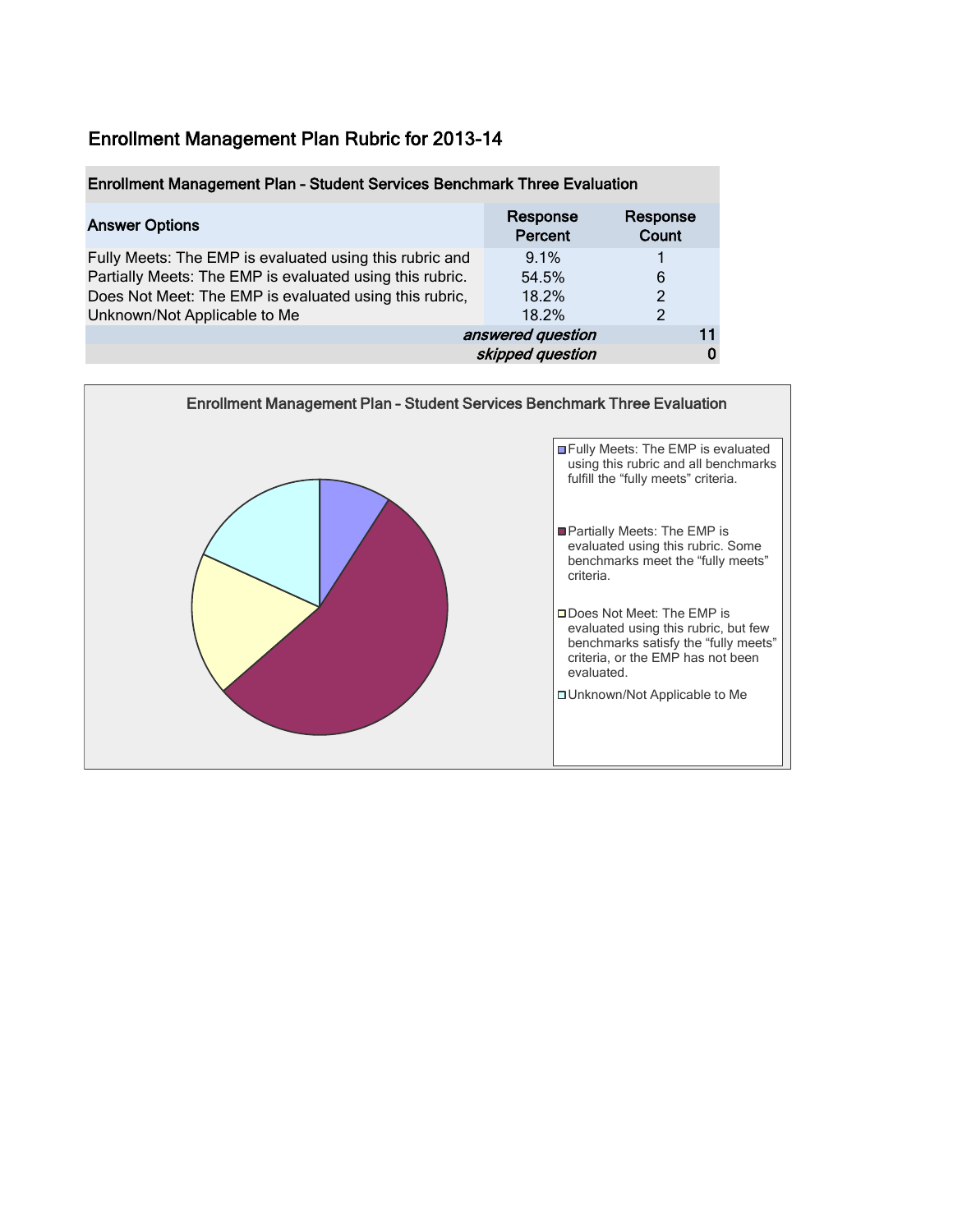# Enrollment Management Plan Rubric for 2013-14

| Enrollment Management Plan – Student Services Benchmark Three Evaluation | | |
|---|---|---|
| **Answer Options** | **Response Percent** | **Response Count** |
| Fully Meets: The EMP is evaluated using this rubric and | 9.1% | 1 |
| Partially Meets: The EMP is evaluated using this rubric. | 54.5% | 6 |
| Does Not Meet: The EMP is evaluated using this rubric, | 18.2% | 2 |
| Unknown/Not Applicable to Me | 18.2% | 2 |
| | *answered question* | 11 |
| | *skipped question* | 0 |

**Enrollment Management Plan – Student Services Benchmark Three Evaluation**

- Fully Meets: The EMP is evaluated using this rubric and all benchmarks fulfill the "fully meets" criteria.
- Partially Meets: The EMP is evaluated using this rubric. Some benchmarks meet the "fully meets" criteria.
- Does Not Meet: The EMP is evaluated using this rubric, but few benchmarks satisfy the "fully meets" criteria, or the EMP has not been evaluated.
- Unknown/Not Applicable to Me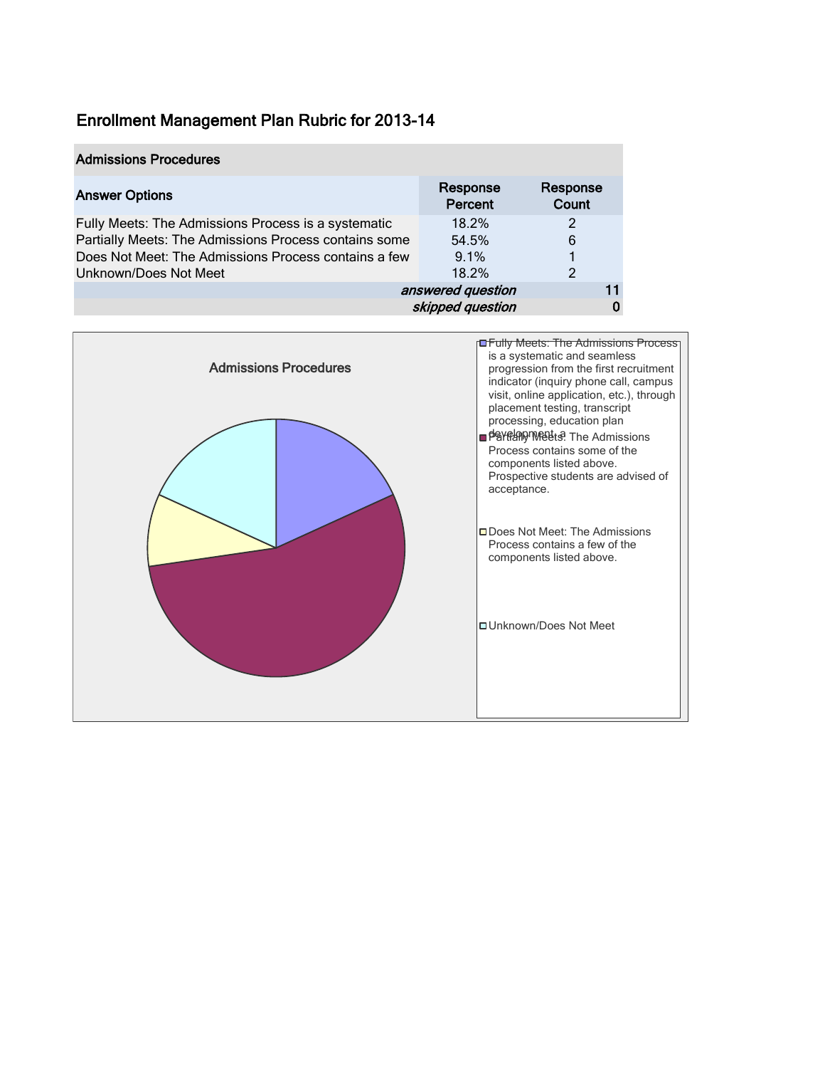# Enrollment Management Plan Rubric for 2013-14

| Admissions Procedures | | |
|---|---|---|
| **Answer Options** | **Response Percent** | **Response Count** |
| Fully Meets: The Admissions Process is a systematic | 18.2% | 2 |
| Partially Meets: The Admissions Process contains some | 54.5% | 6 |
| Does Not Meet: The Admissions Process contains a few | 9.1% | 1 |
| Unknown/Does Not Meet | 18.2% | 2 |
| | *answered question* | 11 |
| | *skipped question* | 0 |

**Admissions Procedures**

- Fully Meets: The Admissions Process is a systematic and seamless progression from the first recruitment indicator (inquiry phone call, campus visit, online application, etc.), through placement testing, transcript processing, education plan development, a
- Partially Meets: The Admissions Process contains some of the components listed above. Prospective students are advised of acceptance.
- Does Not Meet: The Admissions Process contains a few of the components listed above.
- Unknown/Does Not Meet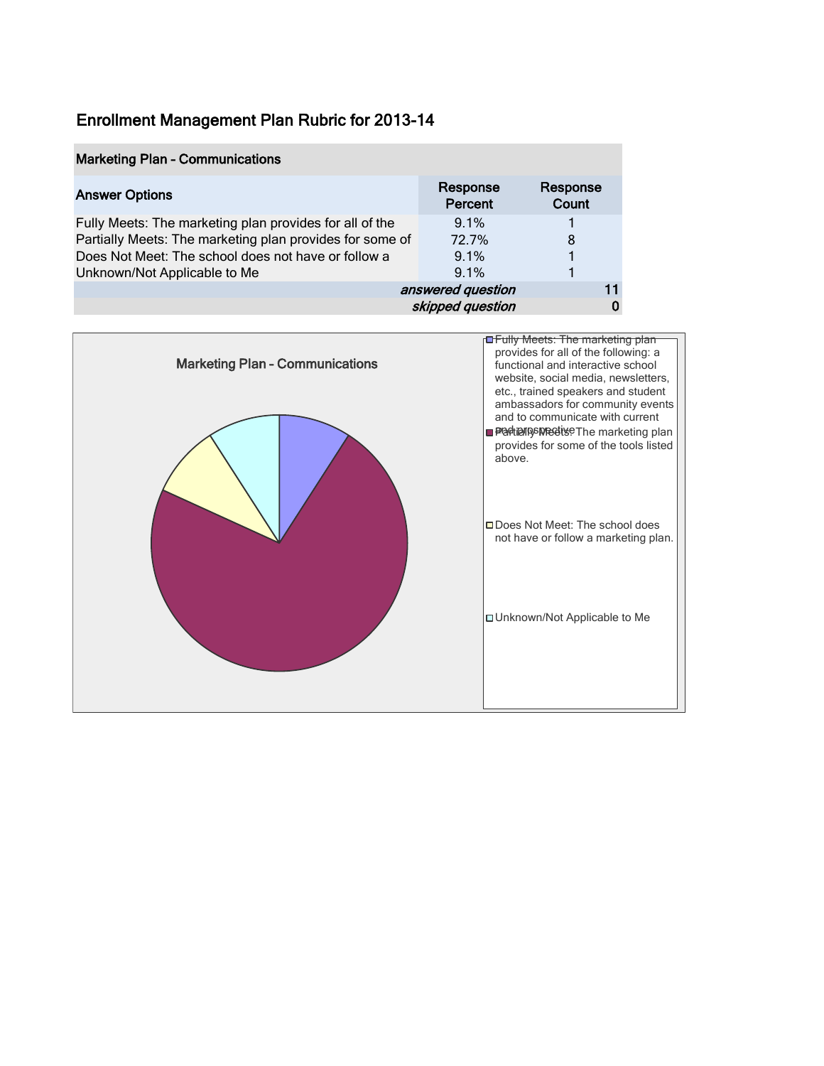# Enrollment Management Plan Rubric for 2013-14

| Marketing Plan - Communications | | |
|---|---|---|
| **Answer Options** | **Response Percent** | **Response Count** |
| Fully Meets: The marketing plan provides for all of the | 9.1% | 1 |
| Partially Meets: The marketing plan provides for some of | 72.7% | 8 |
| Does Not Meet: The school does not have or follow a | 9.1% | 1 |
| Unknown/Not Applicable to Me | 9.1% | 1 |
| | *answered question* | 11 |
| | *skipped question* | 0 |

**Marketing Plan - Communications**

- Fully Meets: The marketing plan provides for all of the following: a functional and interactive school website, social media, newsletters, etc., trained speakers and student ambassadors for community events and to communicate with current and prospective
- Partially Meets: The marketing plan provides for some of the tools listed above.
- Does Not Meet: The school does not have or follow a marketing plan.
- Unknown/Not Applicable to Me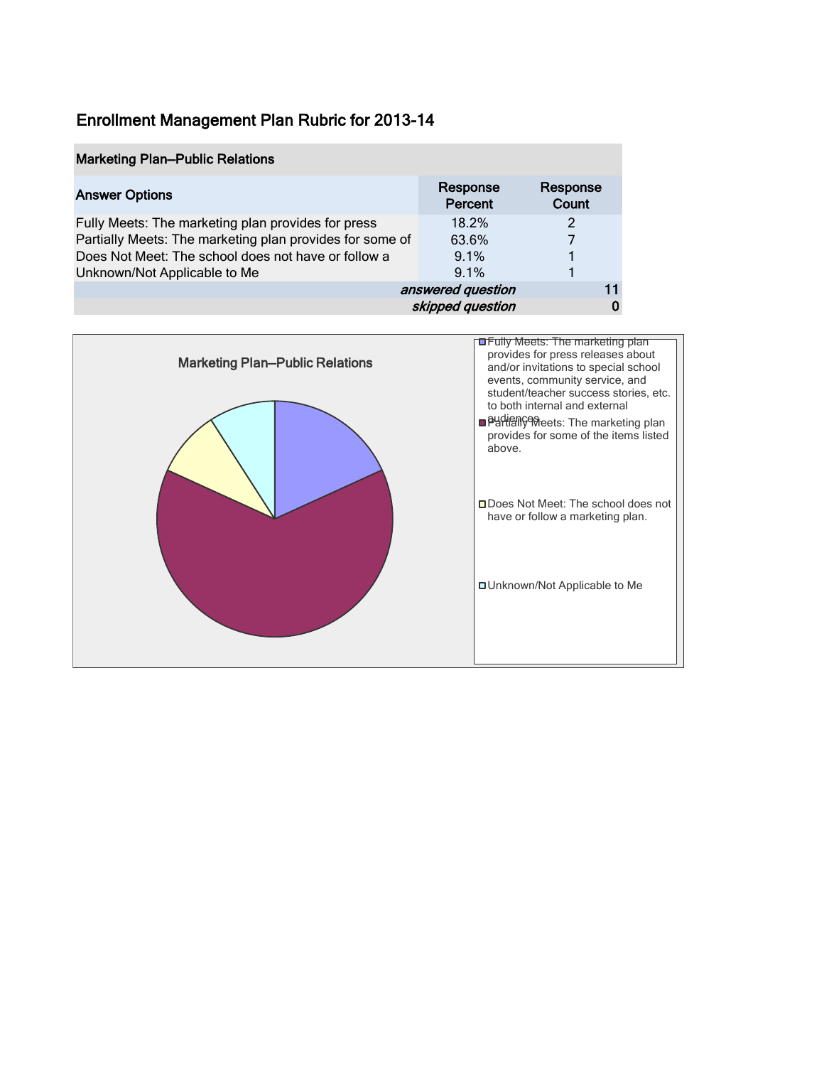# Enrollment Management Plan Rubric for 2013-14

| Marketing Plan—Public Relations | | |
|---|---|---|
| **Answer Options** | **Response Percent** | **Response Count** |
| Fully Meets: The marketing plan provides for press | 18.2% | 2 |
| Partially Meets: The marketing plan provides for some of | 63.6% | 7 |
| Does Not Meet: The school does not have or follow a | 9.1% | 1 |
| Unknown/Not Applicable to Me | 9.1% | 1 |
| | *answered question* | 11 |
| | *skipped question* | 0 |

Marketing Plan—Public Relations

- Fully Meets: The marketing plan provides for press releases about and/or invitations to special school events, community service, and student/teacher success stories, etc. to both internal and external audiences.
- Partially Meets: The marketing plan provides for some of the items listed above.
- Does Not Meet: The school does not have or follow a marketing plan.
- Unknown/Not Applicable to Me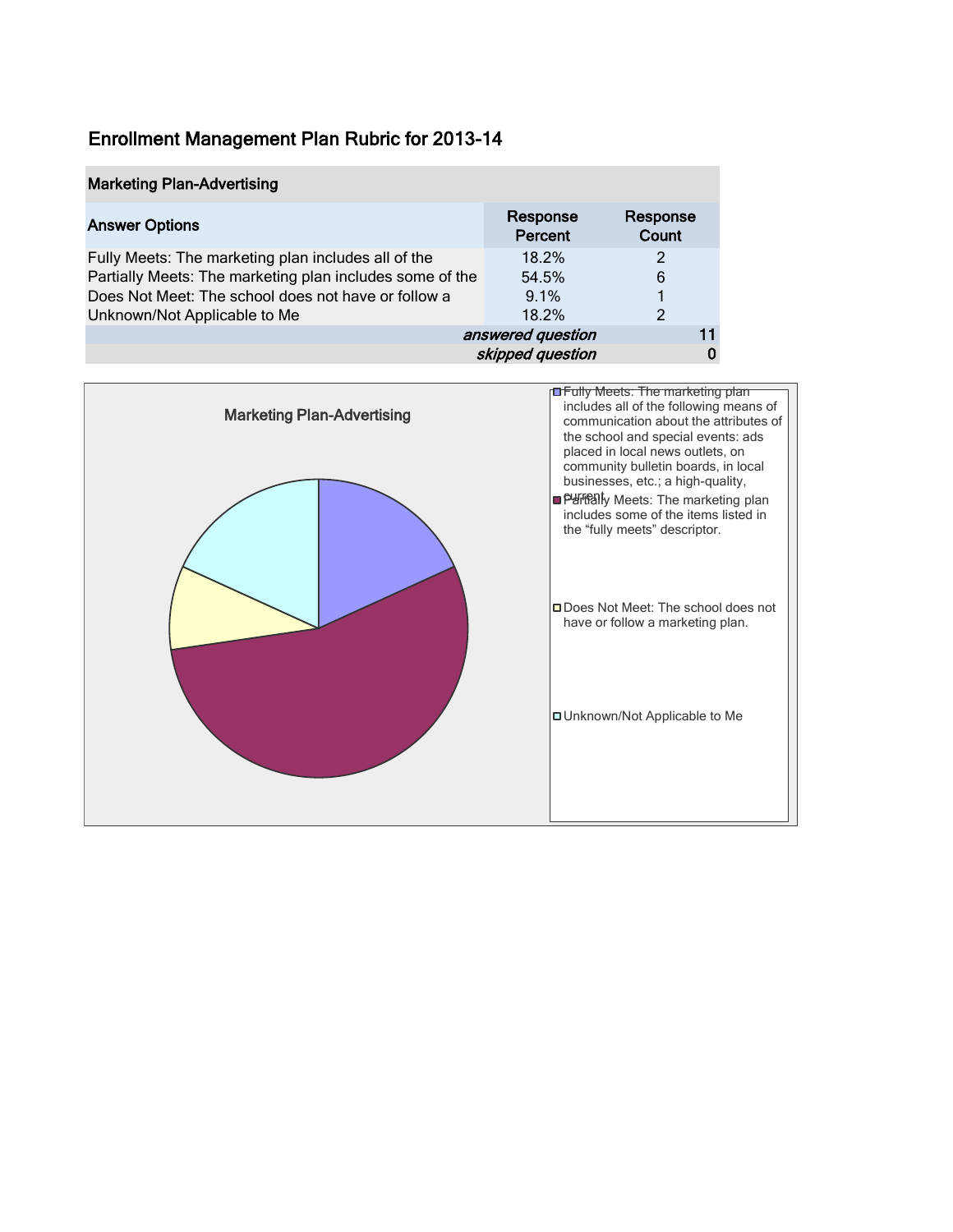# Enrollment Management Plan Rubric for 2013-14

| Marketing Plan-Advertising | | |
|---|---|---|
| **Answer Options** | **Response Percent** | **Response Count** |
| Fully Meets: The marketing plan includes all of the | 18.2% | 2 |
| Partially Meets: The marketing plan includes some of the | 54.5% | 6 |
| Does Not Meet: The school does not have or follow a | 9.1% | 1 |
| Unknown/Not Applicable to Me | 18.2% | 2 |
| | *answered question* | 11 |
| | *skipped question* | 0 |

Marketing Plan-Advertising

Fully Meets: The marketing plan includes all of the following means of communication about the attributes of the school and special events: ads placed in local news outlets, on community bulletin boards, in local businesses, etc.; a high-quality, current

Partially Meets: The marketing plan includes some of the items listed in the "fully meets" descriptor.

Does Not Meet: The school does not have or follow a marketing plan.

Unknown/Not Applicable to Me